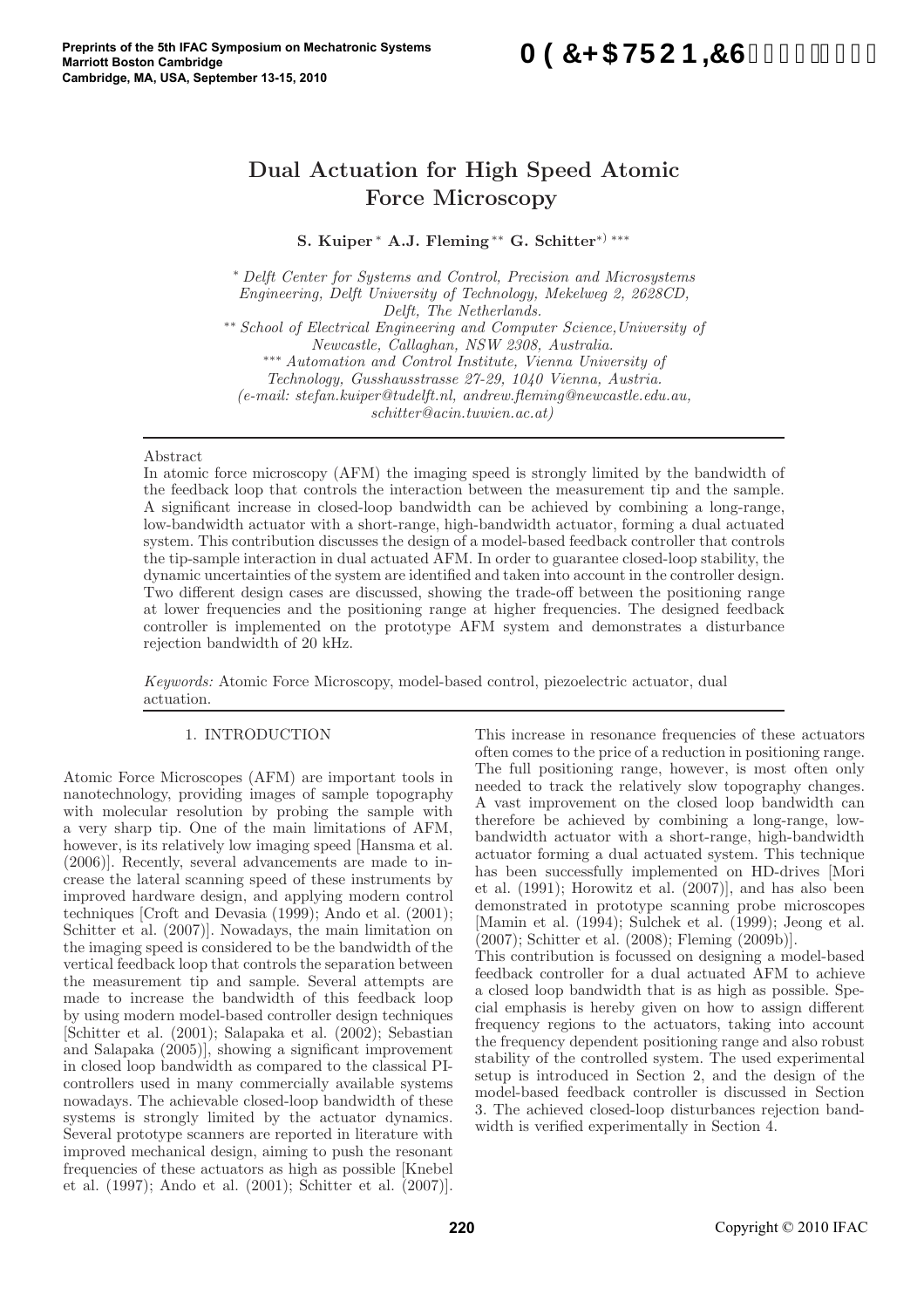# Dual Actuation for High Speed Atomic Force Microscopy

**S. Kuiper [\*] A.J. Fleming [\*\*] G. Schitter [\*) \*\*\*]**

[\*] *Delft Center for Systems and Control, Precision and Microsystems Engineering, Delft University of Technology, Mekelweg 2, 2628CD, Delft, The Netherlands.*
[\*\*] *School of Electrical Engineering and Computer Science, University of Newcastle, Callaghan, NSW 2308, Australia.*
[\*\*\*] *Automation and Control Institute, Vienna University of Technology, Gusshausstrasse 27-29, 1040 Vienna, Austria.*
*(e-mail: stefan.kuiper@tudelft.nl, andrew.fleming@newcastle.edu.au, schitter@acin.tuwien.ac.at)*

Abstract

In atomic force microscopy (AFM) the imaging speed is strongly limited by the bandwidth of the feedback loop that controls the interaction between the measurement tip and the sample. A significant increase in closed-loop bandwidth can be achieved by combining a long-range, low-bandwidth actuator with a short-range, high-bandwidth actuator, forming a dual actuated system. This contribution discusses the design of a model-based feedback controller that controls the tip-sample interaction in dual actuated AFM. In order to guarantee closed-loop stability, the dynamic uncertainties of the system are identified and taken into account in the controller design. Two different design cases are discussed, showing the trade-off between the positioning range at lower frequencies and the positioning range at higher frequencies. The designed feedback controller is implemented on the prototype AFM system and demonstrates a disturbance rejection bandwidth of 20 kHz.

*Keywords:* Atomic Force Microscopy, model-based control, piezoelectric actuator, dual actuation.

## 1. INTRODUCTION

Atomic Force Microscopes (AFM) are important tools in nanotechnology, providing images of sample topography with molecular resolution by probing the sample with a very sharp tip. One of the main limitations of AFM, however, is its relatively low imaging speed [Hansma et al. (2006)]. Recently, several advancements are made to increase the lateral scanning speed of these instruments by improved hardware design, and applying modern control techniques [Croft and Devasia (1999); Ando et al. (2001); Schitter et al. (2007)]. Nowadays, the main limitation on the imaging speed is considered to be the bandwidth of the vertical feedback loop that controls the separation between the measurement tip and sample. Several attempts are made to increase the bandwidth of this feedback loop by using modern model-based controller design techniques [Schitter et al. (2001); Salapaka et al. (2002); Sebastian and Salapaka (2005)], showing a significant improvement in closed loop bandwidth as compared to the classical PI-controllers used in many commercially available systems nowadays. The achievable closed-loop bandwidth of these systems is strongly limited by the actuator dynamics. Several prototype scanners are reported in literature with improved mechanical design, aiming to push the resonant frequencies of these actuators as high as possible [Knebel et al. (1997); Ando et al. (2001); Schitter et al. (2007)]. This increase in resonance frequencies of these actuators often comes to the price of a reduction in positioning range. The full positioning range, however, is most often only needed to track the relatively slow topography changes. A vast improvement on the closed loop bandwidth can therefore be achieved by combining a long-range, low-bandwidth actuator with a short-range, high-bandwidth actuator forming a dual actuated system. This technique has been successfully implemented on HD-drives [Mori et al. (1991); Horowitz et al. (2007)], and has also been demonstrated in prototype scanning probe microscopes [Mamin et al. (1994); Sulchek et al. (1999); Jeong et al. (2007); Schitter et al. (2008); Fleming (2009b)].

This contribution is focussed on designing a model-based feedback controller for a dual actuated AFM to achieve a closed loop bandwidth that is as high as possible. Special emphasis is hereby given on how to assign different frequency regions to the actuators, taking into account the frequency dependent positioning range and also robust stability of the controlled system. The used experimental setup is introduced in Section 2, and the design of the model-based feedback controller is discussed in Section 3. The achieved closed-loop disturbances rejection bandwidth is verified experimentally in Section 4.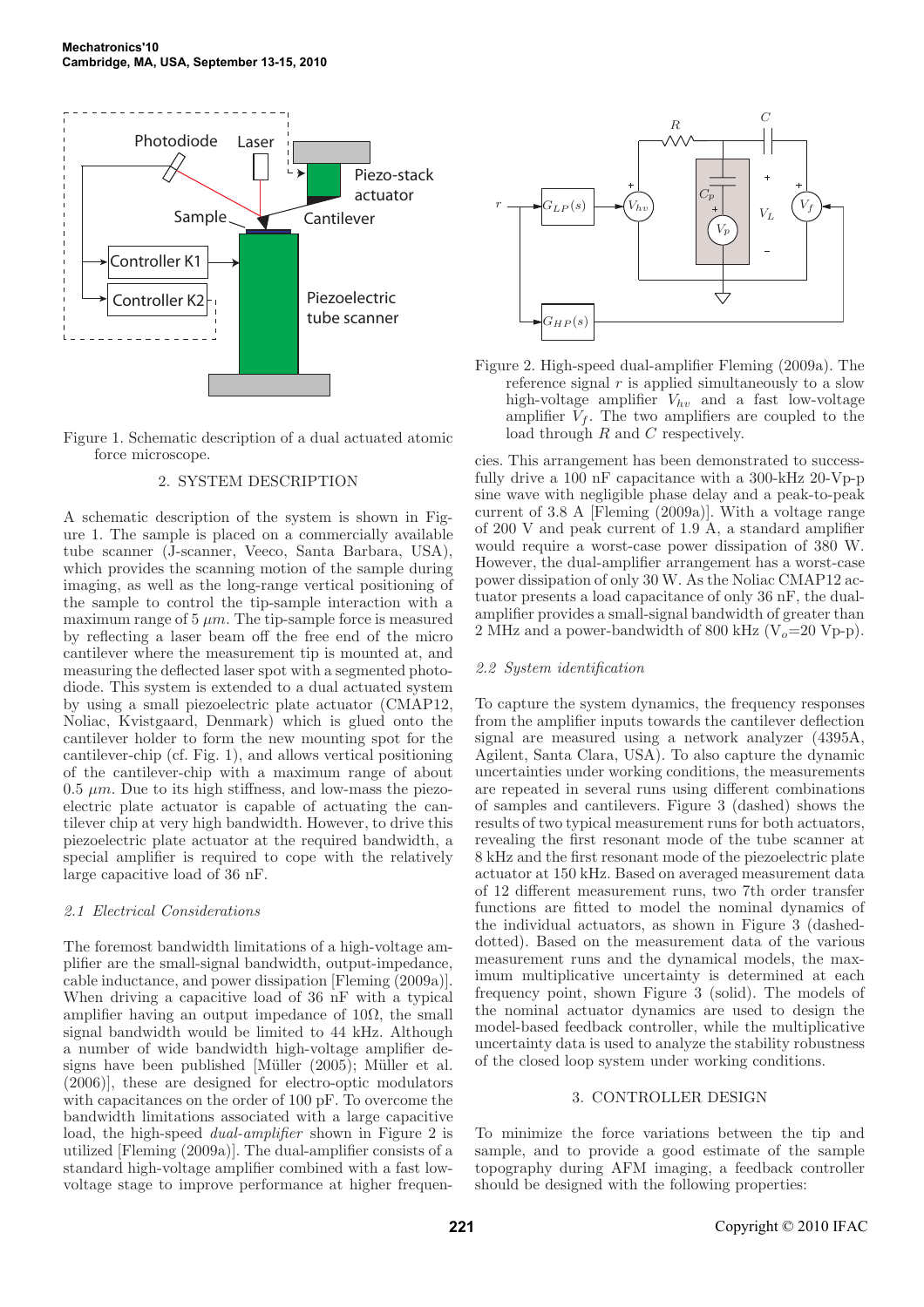Figure 1. Schematic description of a dual actuated atomic force microscope.

## 2. SYSTEM DESCRIPTION

A schematic description of the system is shown in Figure 1. The sample is placed on a commercially available tube scanner (J-scanner, Veeco, Santa Barbara, USA), which provides the scanning motion of the sample during imaging, as well as the long-range vertical positioning of the sample to control the tip-sample interaction with a maximum range of 5 $\mu m$. The tip-sample force is measured by reflecting a laser beam off the free end of the micro cantilever where the measurement tip is mounted at, and measuring the deflected laser spot with a segmented photodiode. This system is extended to a dual actuated system by using a small piezoelectric plate actuator (CMAP12, Noliac, Kvistgaard, Denmark) which is glued onto the cantilever holder to form the new mounting spot for the cantilever-chip (cf. Fig. 1), and allows vertical positioning of the cantilever-chip with a maximum range of about 0.5 $\mu m$. Due to its high stiffness, and low-mass the piezoelectric plate actuator is capable of actuating the cantilever chip at very high bandwidth. However, to drive this piezoelectric plate actuator at the required bandwidth, a special amplifier is required to cope with the relatively large capacitive load of 36 nF.

### 2.1 Electrical Considerations

The foremost bandwidth limitations of a high-voltage amplifier are the small-signal bandwidth, output-impedance, cable inductance, and power dissipation [Fleming (2009a)]. When driving a capacitive load of 36 nF with a typical amplifier having an output impedance of 10Ω, the small signal bandwidth would be limited to 44 kHz. Although a number of wide bandwidth high-voltage amplifier designs have been published [Müller (2005); Müller et al. (2006)], these are designed for electro-optic modulators with capacitances on the order of 100 pF. To overcome the bandwidth limitations associated with a large capacitive load, the high-speed *dual-amplifier* shown in Figure 2 is utilized [Fleming (2009a)]. The dual-amplifier consists of a standard high-voltage amplifier combined with a fast low-voltage stage to improve performance at higher frequencies. This arrangement has been demonstrated to successfully drive a 100 nF capacitance with a 300-kHz 20-Vp-p sine wave with negligible phase delay and a peak-to-peak current of 3.8 A [Fleming (2009a)]. With a voltage range of 200 V and peak current of 1.9 A, a standard amplifier would require a worst-case power dissipation of 380 W. However, the dual-amplifier arrangement has a worst-case power dissipation of only 30 W. As the Noliac CMAP12 actuator presents a load capacitance of only 36 nF, the dual-amplifier provides a small-signal bandwidth of greater than 2 MHz and a power-bandwidth of 800 kHz ($V_o$=20 Vp-p).

Figure 2. High-speed dual-amplifier Fleming (2009a). The reference signal $r$ is applied simultaneously to a slow high-voltage amplifier $V_{hv}$ and a fast low-voltage amplifier $V_f$. The two amplifiers are coupled to the load through $R$ and $C$ respectively.

### 2.2 System identification

To capture the system dynamics, the frequency responses from the amplifier inputs towards the cantilever deflection signal are measured using a network analyzer (4395A, Agilent, Santa Clara, USA). To also capture the dynamic uncertainties under working conditions, the measurements are repeated in several runs using different combinations of samples and cantilevers. Figure 3 (dashed) shows the results of two typical measurement runs for both actuators, revealing the first resonant mode of the tube scanner at 8 kHz and the first resonant mode of the piezoelectric plate actuator at 150 kHz. Based on averaged measurement data of 12 different measurement runs, two 7th order transfer functions are fitted to model the nominal dynamics of the individual actuators, as shown in Figure 3 (dashed-dotted). Based on the measurement data of the various measurement runs and the dynamical models, the maximum multiplicative uncertainty is determined at each frequency point, shown Figure 3 (solid). The models of the nominal actuator dynamics are used to design the model-based feedback controller, while the multiplicative uncertainty data is used to analyze the stability robustness of the closed loop system under working conditions.

## 3. CONTROLLER DESIGN

To minimize the force variations between the tip and sample, and to provide a good estimate of the sample topography during AFM imaging, a feedback controller should be designed with the following properties: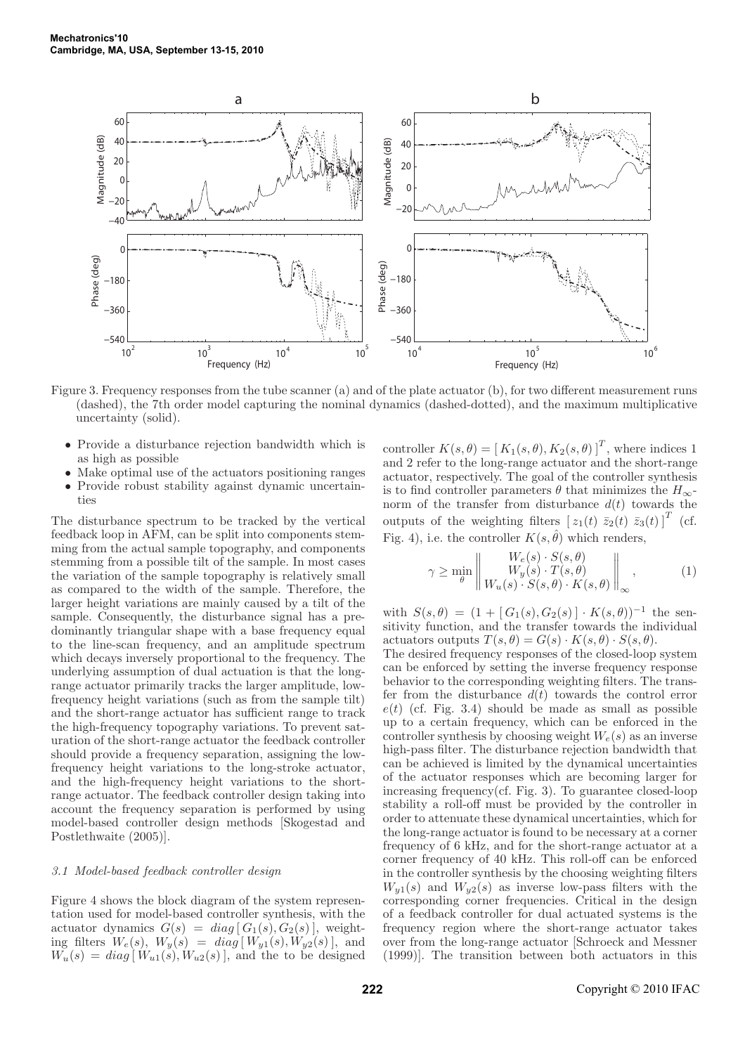Figure 3. Frequency responses from the tube scanner (a) and of the plate actuator (b), for two different measurement runs (dashed), the 7th order model capturing the nominal dynamics (dashed-dotted), and the maximum multiplicative uncertainty (solid).

- Provide a disturbance rejection bandwidth which is as high as possible
- Make optimal use of the actuators positioning ranges
- Provide robust stability against dynamic uncertainties

The disturbance spectrum to be tracked by the vertical feedback loop in AFM, can be split into components stemming from the actual sample topography, and components stemming from a possible tilt of the sample. In most cases the variation of the sample topography is relatively small as compared to the width of the sample. Therefore, the larger height variations are mainly caused by a tilt of the sample. Consequently, the disturbance signal has a predominantly triangular shape with a base frequency equal to the line-scan frequency, and an amplitude spectrum which decays inversely proportional to the frequency. The underlying assumption of dual actuation is that the long-range actuator primarily tracks the larger amplitude, low-frequency height variations (such as from the sample tilt) and the short-range actuator has sufficient range to track the high-frequency topography variations. To prevent saturation of the short-range actuator the feedback controller should provide a frequency separation, assigning the low-frequency height variations to the long-stroke actuator, and the high-frequency height variations to the short-range actuator. The feedback controller design taking into account the frequency separation is performed by using model-based controller design methods [Skogestad and Postlethwaite (2005)].

### 3.1 Model-based feedback controller design

Figure 4 shows the block diagram of the system representation used for model-based controller synthesis, with the actuator dynamics $G(s) = diag\,[\,G_1(s), G_2(s)\,]$, weighting filters $W_e(s)$, $W_y(s) = diag\,[\,W_{y1}(s), W_{y2}(s)\,]$, and $W_u(s) = diag\,[\,W_{u1}(s), W_{u2}(s)\,]$, and the to be designed controller $K(s,\theta) = [\,K_1(s,\theta), K_2(s,\theta)\,]^T$, where indices 1 and 2 refer to the long-range actuator and the short-range actuator, respectively. The goal of the controller synthesis is to find controller parameters $\theta$ that minimizes the $H_\infty$-norm of the transfer from disturbance $d(t)$ towards the outputs of the weighting filters $[\,z_1(t)\;\bar{z}_2(t)\;\bar{z}_3(t)\,]^T$ (cf. Fig. 4), i.e. the controller $K(s,\hat{\theta})$ which renders,

$$\gamma \geq \min_{\theta} \left\| \begin{array}{c} W_e(s) \cdot S(s,\theta) \\ W_y(s) \cdot T(s,\theta) \\ W_u(s) \cdot S(s,\theta) \cdot K(s,\theta) \end{array} \right\|_\infty , \qquad (1)$$

with $S(s,\theta) = (1 + [\,G_1(s), G_2(s)\,] \cdot K(s,\theta))^{-1}$ the sensitivity function, and the transfer towards the individual actuators outputs $T(s,\theta) = G(s) \cdot K(s,\theta) \cdot S(s,\theta)$.

The desired frequency responses of the closed-loop system can be enforced by setting the inverse frequency response behavior to the corresponding weighting filters. The transfer from the disturbance $d(t)$ towards the control error $e(t)$ (cf. Fig. 3.4) should be made as small as possible up to a certain frequency, which can be enforced in the controller synthesis by choosing weight $W_e(s)$ as an inverse high-pass filter. The disturbance rejection bandwidth that can be achieved is limited by the dynamical uncertainties of the actuator responses which are becoming larger for increasing frequency(cf. Fig. 3). To guarantee closed-loop stability a roll-off must be provided by the controller in order to attenuate these dynamical uncertainties, which for the long-range actuator is found to be necessary at a corner frequency of 6 kHz, and for the short-range actuator at a corner frequency of 40 kHz. This roll-off can be enforced in the controller synthesis by the choosing weighting filters $W_{y1}(s)$ and $W_{y2}(s)$ as inverse low-pass filters with the corresponding corner frequencies. Critical in the design of a feedback controller for dual actuated systems is the frequency region where the short-range actuator takes over from the long-range actuator [Schroeck and Messner (1999)]. The transition between both actuators in this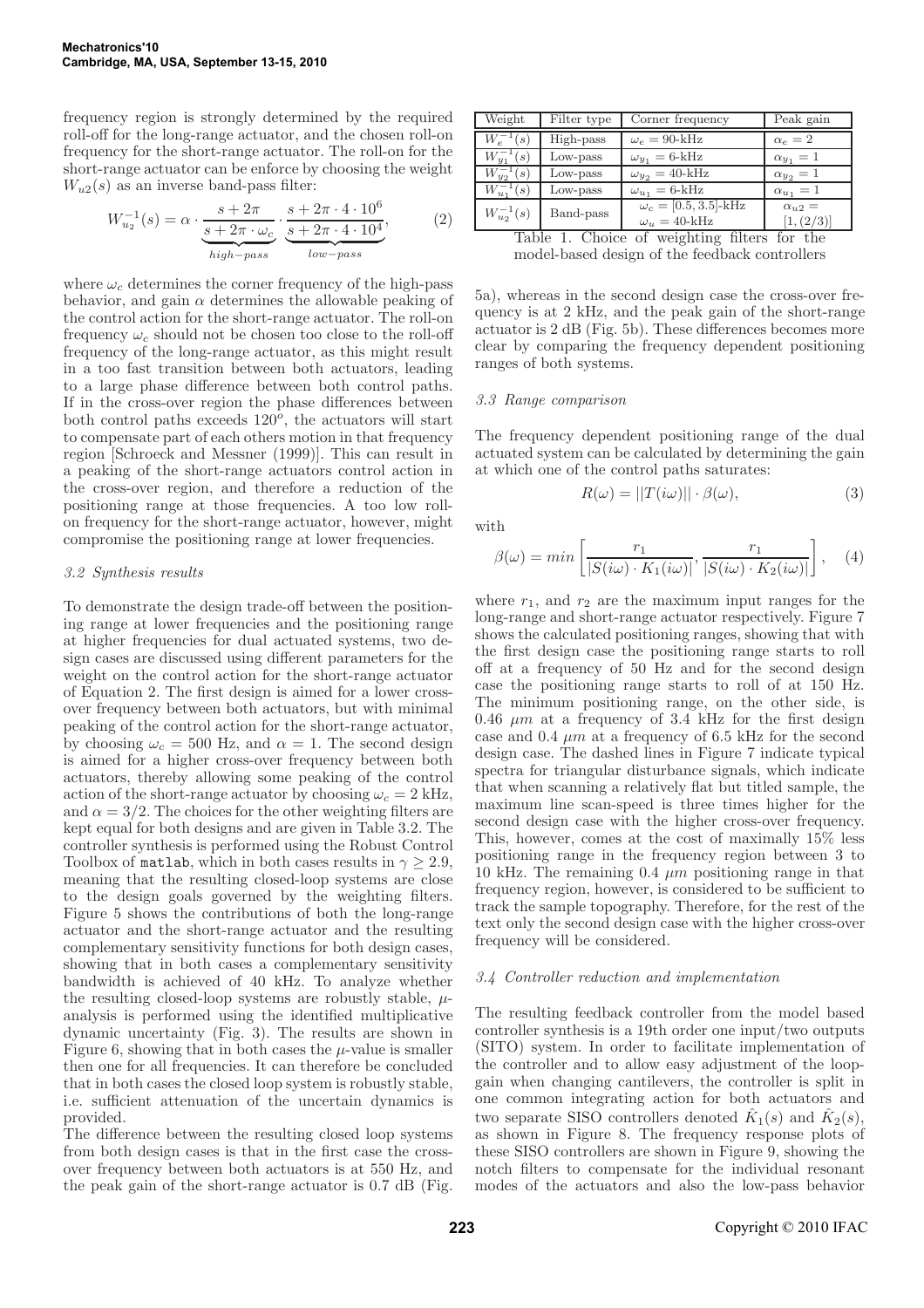frequency region is strongly determined by the required roll-off for the long-range actuator, and the chosen roll-on frequency for the short-range actuator. The roll-on for the short-range actuator can be enforce by choosing the weight $W_{u2}(s)$ as an inverse band-pass filter:

$$W_{u_2}^{-1}(s) = \alpha \cdot \underbrace{\frac{s + 2\pi}{s + 2\pi \cdot \omega_c}}_{high-pass} \cdot \underbrace{\frac{s + 2\pi \cdot 4 \cdot 10^6}{s + 2\pi \cdot 4 \cdot 10^4}}_{low-pass}, \tag{2}$$

where $\omega_c$ determines the corner frequency of the high-pass behavior, and gain $\alpha$ determines the allowable peaking of the control action for the short-range actuator. The roll-on frequency $\omega_c$ should not be chosen too close to the roll-off frequency of the long-range actuator, as this might result in a too fast transition between both actuators, leading to a large phase difference between both control paths. If in the cross-over region the phase differences between both control paths exceeds $120^o$, the actuators will start to compensate part of each others motion in that frequency region [Schroeck and Messner (1999)]. This can result in a peaking of the short-range actuators control action in the cross-over region, and therefore a reduction of the positioning range at those frequencies. A too low roll-on frequency for the short-range actuator, however, might compromise the positioning range at lower frequencies.

### 3.2 Synthesis results

To demonstrate the design trade-off between the positioning range at lower frequencies and the positioning range at higher frequencies for dual actuated systems, two design cases are discussed using different parameters for the weight on the control action for the short-range actuator of Equation 2. The first design is aimed for a lower cross-over frequency between both actuators, but with minimal peaking of the control action for the short-range actuator, by choosing $\omega_c = 500$ Hz, and $\alpha = 1$. The second design is aimed for a higher cross-over frequency between both actuators, thereby allowing some peaking of the control action of the short-range actuator by choosing $\omega_c = 2$ kHz, and $\alpha = 3/2$. The choices for the other weighting filters are kept equal for both designs and are given in Table 3.2. The controller synthesis is performed using the Robust Control Toolbox of matlab, which in both cases results in $\gamma \geq 2.9$, meaning that the resulting closed-loop systems are close to the design goals governed by the weighting filters. Figure 5 shows the contributions of both the long-range actuator and the short-range actuator and the resulting complementary sensitivity functions for both design cases, showing that in both cases a complementary sensitivity bandwidth is achieved of 40 kHz. To analyze whether the resulting closed-loop systems are robustly stable, $\mu$-analysis is performed using the identified multiplicative dynamic uncertainty (Fig. 3). The results are shown in Figure 6, showing that in both cases the $\mu$-value is smaller then one for all frequencies. It can therefore be concluded that in both cases the closed loop system is robustly stable, i.e. sufficient attenuation of the uncertain dynamics is provided.

The difference between the resulting closed loop systems from both design cases is that in the first case the cross-over frequency between both actuators is at 550 Hz, and the peak gain of the short-range actuator is 0.7 dB (Fig. 5a), whereas in the second design case the cross-over frequency is at 2 kHz, and the peak gain of the short-range actuator is 2 dB (Fig. 5b). These differences becomes more clear by comparing the frequency dependent positioning ranges of both systems.

| Weight | Filter type | Corner frequency | Peak gain |
|---|---|---|---|
| $W_e^{-1}(s)$ | High-pass | $\omega_e = 90$-kHz | $\alpha_e = 2$ |
| $W_{y_1}^{-1}(s)$ | Low-pass | $\omega_{y_1} = 6$-kHz | $\alpha_{y_1} = 1$ |
| $W_{y_2}^{-1}(s)$ | Low-pass | $\omega_{y_2} = 40$-kHz | $\alpha_{y_2} = 1$ |
| $W_{u_1}^{-1}(s)$ | Low-pass | $\omega_{u_1} = 6$-kHz | $\alpha_{u_1} = 1$ |
| $W_{u_2}^{-1}(s)$ | Band-pass | $\omega_c = [0.5, 3.5]$-kHz<br>$\omega_u = 40$-kHz | $\alpha_{u2} =$<br>$[1, (2/3)]$ |

Table 1. Choice of weighting filters for the model-based design of the feedback controllers

### 3.3 Range comparison

The frequency dependent positioning range of the dual actuated system can be calculated by determining the gain at which one of the control paths saturates:

$$R(\omega) = ||T(i\omega)|| \cdot \beta(\omega), \tag{3}$$

with

$$\beta(\omega) = min\left[\frac{r_1}{|S(i\omega) \cdot K_1(i\omega)|}, \frac{r_1}{|S(i\omega) \cdot K_2(i\omega)|}\right], \tag{4}$$

where $r_1$, and $r_2$ are the maximum input ranges for the long-range and short-range actuator respectively. Figure 7 shows the calculated positioning ranges, showing that with the first design case the positioning range starts to roll off at a frequency of 50 Hz and for the second design case the positioning range starts to roll of at 150 Hz. The minimum positioning range, on the other side, is 0.46 $\mu m$ at a frequency of 3.4 kHz for the first design case and 0.4 $\mu m$ at a frequency of 6.5 kHz for the second design case. The dashed lines in Figure 7 indicate typical spectra for triangular disturbance signals, which indicate that when scanning a relatively flat but titled sample, the maximum line scan-speed is three times higher for the second design case with the higher cross-over frequency. This, however, comes at the cost of maximally 15% less positioning range in the frequency region between 3 to 10 kHz. The remaining 0.4 $\mu m$ positioning range in that frequency region, however, is considered to be sufficient to track the sample topography. Therefore, for the rest of the text only the second design case with the higher cross-over frequency will be considered.

### 3.4 Controller reduction and implementation

The resulting feedback controller from the model based controller synthesis is a 19th order one input/two outputs (SITO) system. In order to facilitate implementation of the controller and to allow easy adjustment of the loop-gain when changing cantilevers, the controller is split in one common integrating action for both actuators and two separate SISO controllers denoted $\hat{K}_1(s)$ and $\hat{K}_2(s)$, as shown in Figure 8. The frequency response plots of these SISO controllers are shown in Figure 9, showing the notch filters to compensate for the individual resonant modes of the actuators and also the low-pass behavior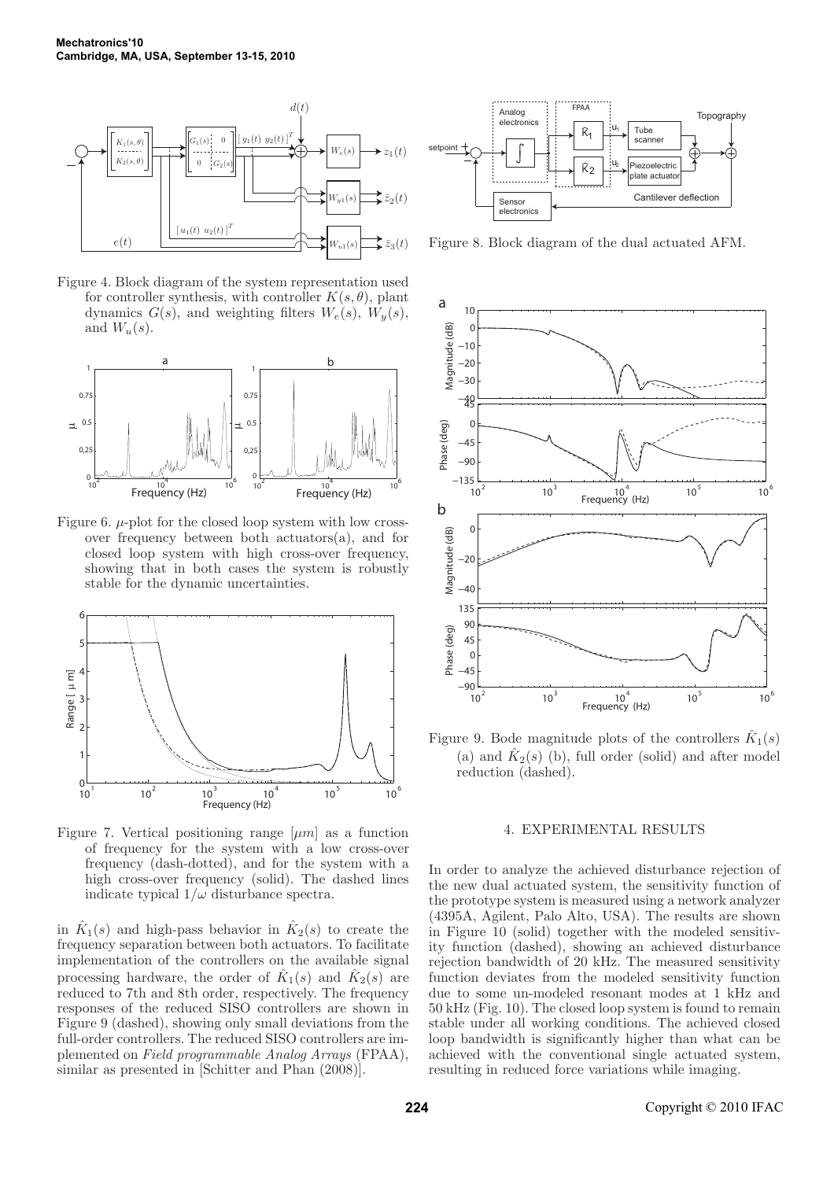Figure 4. Block diagram of the system representation used for controller synthesis, with controller $K(s, \theta)$, plant dynamics $G(s)$, and weighting filters $W_e(s)$, $W_y(s)$, and $W_u(s)$.

Figure 6. $\mu$-plot for the closed loop system with low cross-over frequency between both actuators(a), and for closed loop system with high cross-over frequency, showing that in both cases the system is robustly stable for the dynamic uncertainties.

Figure 7. Vertical positioning range $[\mu m]$ as a function of frequency for the system with a low cross-over frequency (dash-dotted), and for the system with a high cross-over frequency (solid). The dashed lines indicate typical $1/\omega$ disturbance spectra.

in $\hat{K}_1(s)$ and high-pass behavior in $\hat{K}_2(s)$ to create the frequency separation between both actuators. To facilitate implementation of the controllers on the available signal processing hardware, the order of $\hat{K}_1(s)$ and $\hat{K}_2(s)$ are reduced to 7th and 8th order, respectively. The frequency responses of the reduced SISO controllers are shown in Figure 9 (dashed), showing only small deviations from the full-order controllers. The reduced SISO controllers are implemented on *Field programmable Analog Arrays* (FPAA), similar as presented in [Schitter and Phan (2008)].

Figure 8. Block diagram of the dual actuated AFM.

Figure 9. Bode magnitude plots of the controllers $\hat{K}_1(s)$ (a) and $\hat{K}_2(s)$ (b), full order (solid) and after model reduction (dashed).

## 4. EXPERIMENTAL RESULTS

In order to analyze the achieved disturbance rejection of the new dual actuated system, the sensitivity function of the prototype system is measured using a network analyzer (4395A, Agilent, Palo Alto, USA). The results are shown in Figure 10 (solid) together with the modeled sensitivity function (dashed), showing an achieved disturbance rejection bandwidth of 20 kHz. The measured sensitivity function deviates from the modeled sensitivity function due to some un-modeled resonant modes at 1 kHz and 50 kHz (Fig. 10). The closed loop system is found to remain stable under all working conditions. The achieved closed loop bandwidth is significantly higher than what can be achieved with the conventional single actuated system, resulting in reduced force variations while imaging.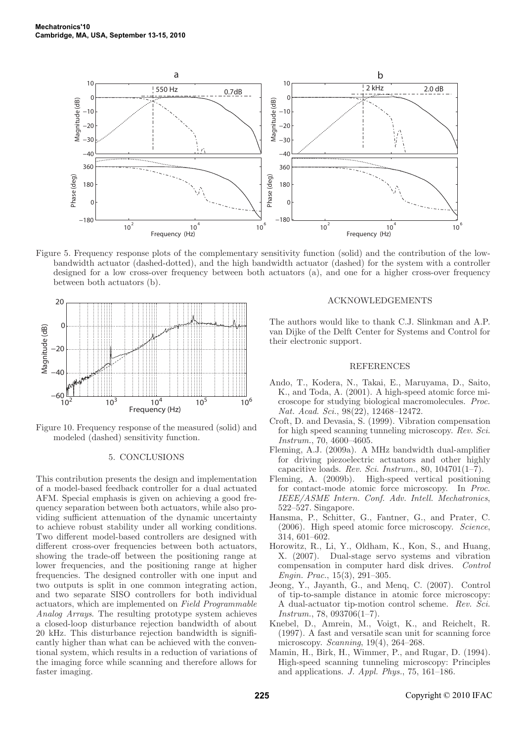Figure 5. Frequency response plots of the complementary sensitivity function (solid) and the contribution of the low-bandwidth actuator (dashed-dotted), and the high bandwidth actuator (dashed) for the system with a controller designed for a low cross-over frequency between both actuators (a), and one for a higher cross-over frequency between both actuators (b).

Figure 10. Frequency response of the measured (solid) and modeled (dashed) sensitivity function.

## 5. CONCLUSIONS

This contribution presents the design and implementation of a model-based feedback controller for a dual actuated AFM. Special emphasis is given on achieving a good frequency separation between both actuators, while also providing sufficient attenuation of the dynamic uncertainty to achieve robust stability under all working conditions. Two different model-based controllers are designed with different cross-over frequencies between both actuators, showing the trade-off between the positioning range at lower frequencies, and the positioning range at higher frequencies. The designed controller with one input and two outputs is split in one common integrating action, and two separate SISO controllers for both individual actuators, which are implemented on *Field Programmable Analog Arrays*. The resulting prototype system achieves a closed-loop disturbance rejection bandwidth of about 20 kHz. This disturbance rejection bandwidth is significantly higher than what can be achieved with the conventional system, which results in a reduction of variations of the imaging force while scanning and therefore allows for faster imaging.

## ACKNOWLEDGEMENTS

The authors would like to thank C.J. Slinkman and A.P. van Dijke of the Delft Center for Systems and Control for their electronic support.

## REFERENCES

Ando, T., Kodera, N., Takai, E., Maruyama, D., Saito, K., and Toda, A. (2001). A high-speed atomic force microscope for studying biological macromolecules. *Proc. Nat. Acad. Sci.*, 98(22), 12468–12472.

Croft, D. and Devasia, S. (1999). Vibration compensation for high speed scanning tunneling microscopy. *Rev. Sci. Instrum.*, 70, 4600–4605.

Fleming, A.J. (2009a). A MHz bandwidth dual-amplifier for driving piezoelectric actuators and other highly capacitive loads. *Rev. Sci. Instrum.*, 80, 104701(1–7).

Fleming, A. (2009b). High-speed vertical positioning for contact-mode atomic force microscopy. In *Proc. IEEE/ASME Intern. Conf. Adv. Intell. Mechatronics*, 522–527. Singapore.

Hansma, P., Schitter, G., Fantner, G., and Prater, C. (2006). High speed atomic force microscopy. *Science*, 314, 601–602.

Horowitz, R., Li, Y., Oldham, K., Kon, S., and Huang, X. (2007). Dual-stage servo systems and vibration compensation in computer hard disk drives. *Control Engin. Prac.*, 15(3), 291–305.

Jeong, Y., Jayanth, G., and Menq, C. (2007). Control of tip-to-sample distance in atomic force microscopy: A dual-actuator tip-motion control scheme. *Rev. Sci. Instrum.*, 78, 093706(1–7).

Knebel, D., Amrein, M., Voigt, K., and Reichelt, R. (1997). A fast and versatile scan unit for scanning force microscopy. *Scanning*, 19(4), 264–268.

Mamin, H., Birk, H., Wimmer, P., and Rugar, D. (1994). High-speed scanning tunneling microscopy: Principles and applications. *J. Appl. Phys.*, 75, 161–186.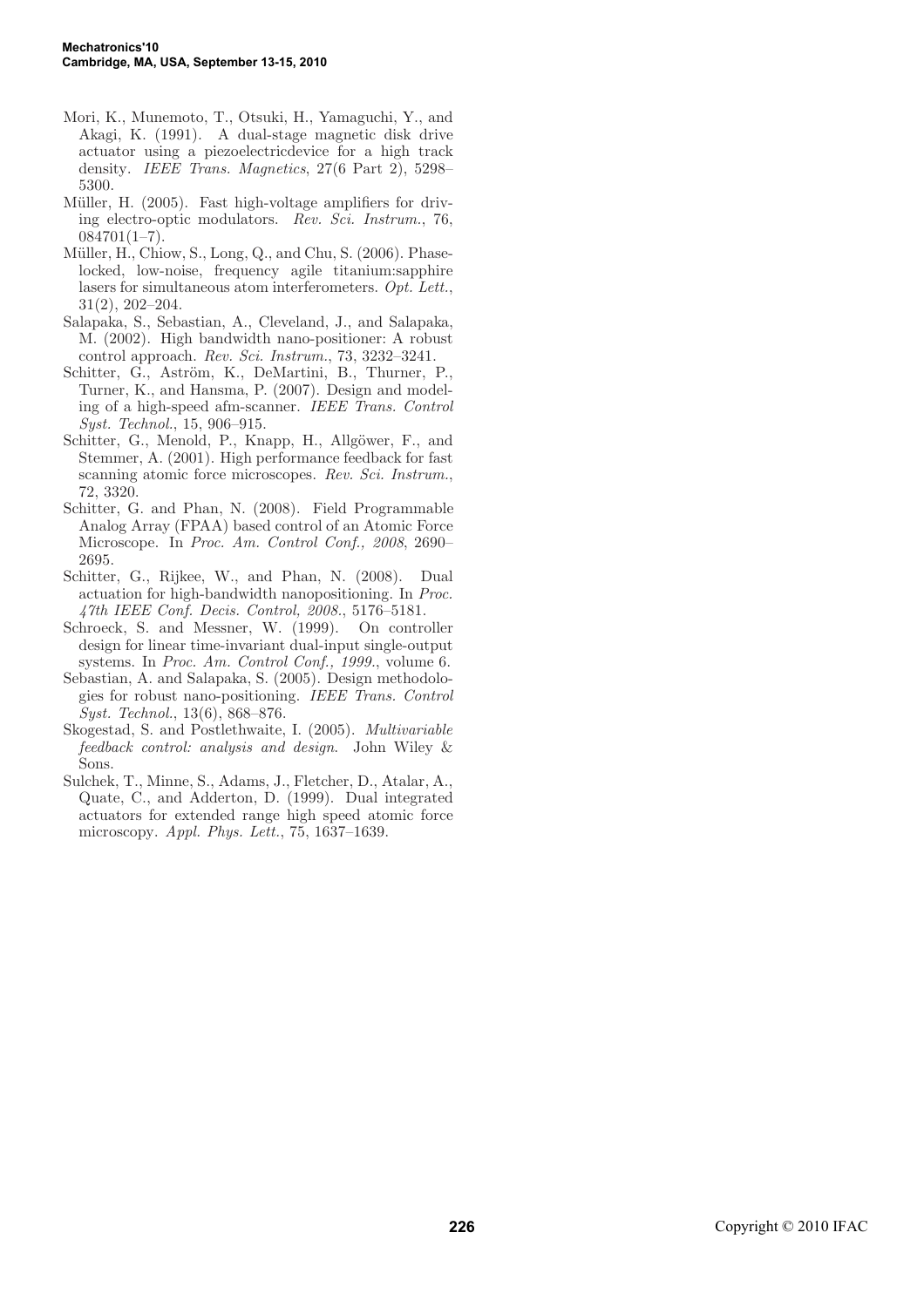Mori, K., Munemoto, T., Otsuki, H., Yamaguchi, Y., and Akagi, K. (1991). A dual-stage magnetic disk drive actuator using a piezoelectricdevice for a high track density. *IEEE Trans. Magnetics*, 27(6 Part 2), 5298–5300.

Müller, H. (2005). Fast high-voltage amplifiers for driving electro-optic modulators. *Rev. Sci. Instrum.*, 76, 084701(1–7).

Müller, H., Chiow, S., Long, Q., and Chu, S. (2006). Phase-locked, low-noise, frequency agile titanium:sapphire lasers for simultaneous atom interferometers. *Opt. Lett.*, 31(2), 202–204.

Salapaka, S., Sebastian, A., Cleveland, J., and Salapaka, M. (2002). High bandwidth nano-positioner: A robust control approach. *Rev. Sci. Instrum.*, 73, 3232–3241.

Schitter, G., Aström, K., DeMartini, B., Thurner, P., Turner, K., and Hansma, P. (2007). Design and modeling of a high-speed afm-scanner. *IEEE Trans. Control Syst. Technol.*, 15, 906–915.

Schitter, G., Menold, P., Knapp, H., Allgöwer, F., and Stemmer, A. (2001). High performance feedback for fast scanning atomic force microscopes. *Rev. Sci. Instrum.*, 72, 3320.

Schitter, G. and Phan, N. (2008). Field Programmable Analog Array (FPAA) based control of an Atomic Force Microscope. In *Proc. Am. Control Conf., 2008*, 2690–2695.

Schitter, G., Rijkee, W., and Phan, N. (2008). Dual actuation for high-bandwidth nanopositioning. In *Proc. 47th IEEE Conf. Decis. Control, 2008.*, 5176–5181.

Schroeck, S. and Messner, W. (1999). On controller design for linear time-invariant dual-input single-output systems. In *Proc. Am. Control Conf., 1999.*, volume 6.

Sebastian, A. and Salapaka, S. (2005). Design methodologies for robust nano-positioning. *IEEE Trans. Control Syst. Technol.*, 13(6), 868–876.

Skogestad, S. and Postlethwaite, I. (2005). *Multivariable feedback control: analysis and design*. John Wiley & Sons.

Sulchek, T., Minne, S., Adams, J., Fletcher, D., Atalar, A., Quate, C., and Adderton, D. (1999). Dual integrated actuators for extended range high speed atomic force microscopy. *Appl. Phys. Lett.*, 75, 1637–1639.